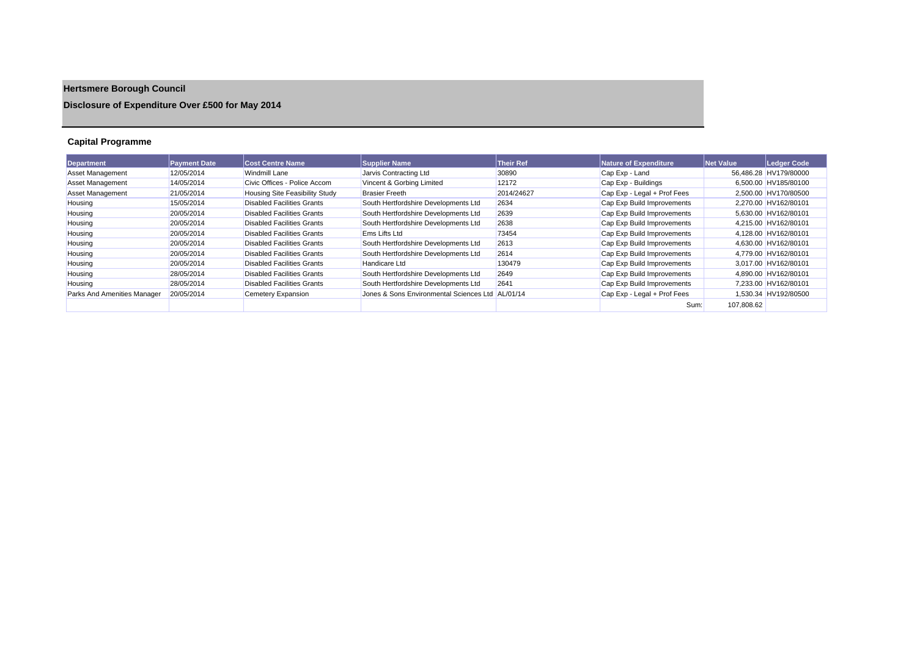# Hertsmere Borough Council

## Disclosure of Expenditure Over £500 for May 2014

### Capital Programme

| Department | Payment Date | Cost Centre Name | Supplier Name | Their Ref | Nature of Expenditure | Net Value | Ledger Code |
|---|---|---|---|---|---|---|---|
| Asset Management | 12/05/2014 | Windmill Lane | Jarvis Contracting Ltd | 30890 | Cap Exp - Land | 56,486.28 | HV179/80000 |
| Asset Management | 14/05/2014 | Civic Offices - Police Accom | Vincent & Gorbing Limited | 12172 | Cap Exp - Buildings | 6,500.00 | HV185/80100 |
| Asset Management | 21/05/2014 | Housing Site Feasibility Study | Brasier Freeth | 2014/24627 | Cap Exp - Legal + Prof Fees | 2,500.00 | HV170/80500 |
| Housing | 15/05/2014 | Disabled Facilities Grants | South Hertfordshire Developments Ltd | 2634 | Cap Exp Build Improvements | 2,270.00 | HV162/80101 |
| Housing | 20/05/2014 | Disabled Facilities Grants | South Hertfordshire Developments Ltd | 2639 | Cap Exp Build Improvements | 5,630.00 | HV162/80101 |
| Housing | 20/05/2014 | Disabled Facilities Grants | South Hertfordshire Developments Ltd | 2638 | Cap Exp Build Improvements | 4,215.00 | HV162/80101 |
| Housing | 20/05/2014 | Disabled Facilities Grants | Ems Lifts Ltd | 73454 | Cap Exp Build Improvements | 4,128.00 | HV162/80101 |
| Housing | 20/05/2014 | Disabled Facilities Grants | South Hertfordshire Developments Ltd | 2613 | Cap Exp Build Improvements | 4,630.00 | HV162/80101 |
| Housing | 20/05/2014 | Disabled Facilities Grants | South Hertfordshire Developments Ltd | 2614 | Cap Exp Build Improvements | 4,779.00 | HV162/80101 |
| Housing | 20/05/2014 | Disabled Facilities Grants | Handicare Ltd | 130479 | Cap Exp Build Improvements | 3,017.00 | HV162/80101 |
| Housing | 28/05/2014 | Disabled Facilities Grants | South Hertfordshire Developments Ltd | 2649 | Cap Exp Build Improvements | 4,890.00 | HV162/80101 |
| Housing | 28/05/2014 | Disabled Facilities Grants | South Hertfordshire Developments Ltd | 2641 | Cap Exp Build Improvements | 7,233.00 | HV162/80101 |
| Parks And Amenities Manager | 20/05/2014 | Cemetery Expansion | Jones & Sons Environmental Sciences Ltd | AL/01/14 | Cap Exp - Legal + Prof Fees | 1,530.34 | HV192/80500 |
| | | | | | Sum: | 107,808.62 | |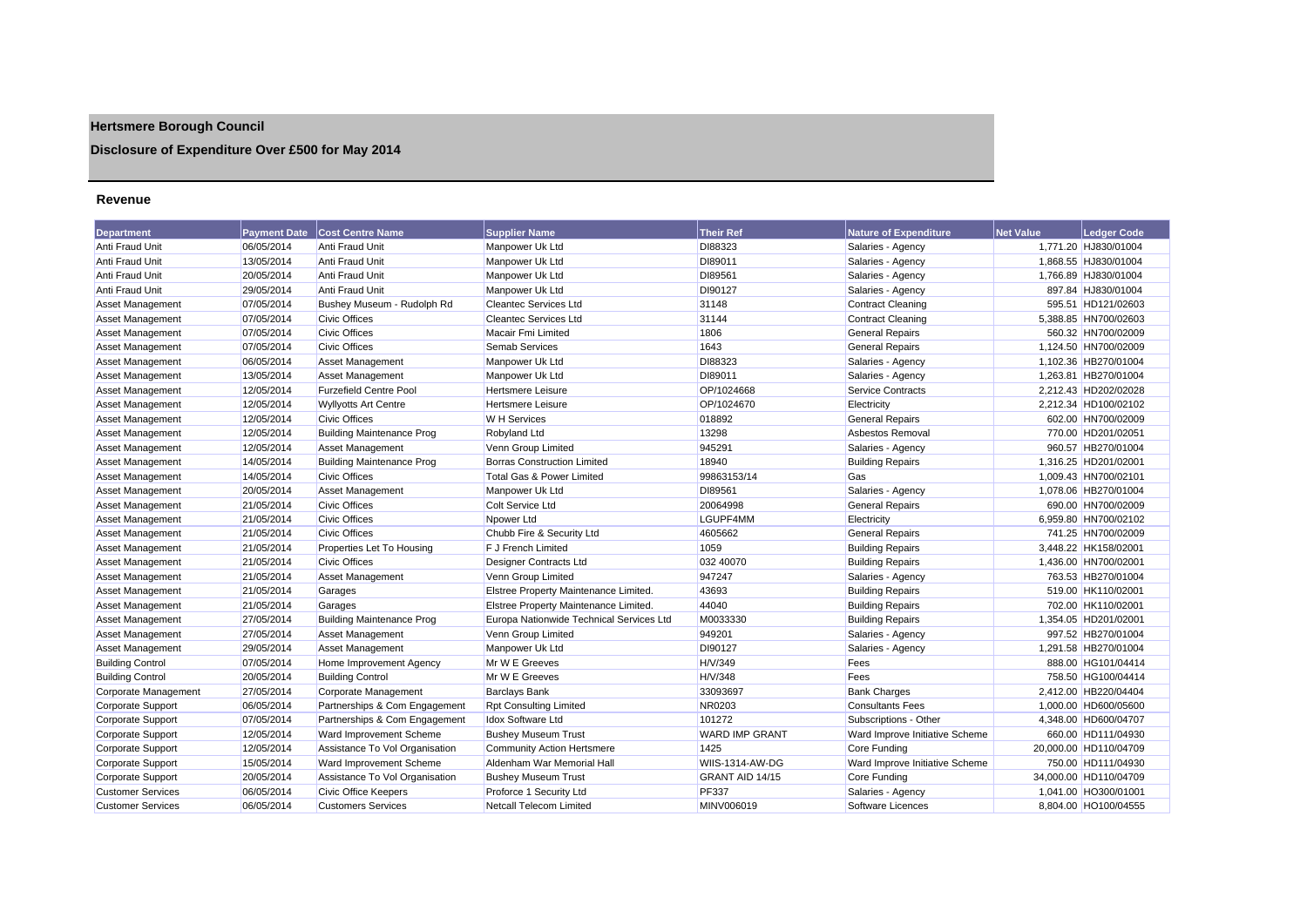# Hertsmere Borough Council

## Disclosure of Expenditure Over £500 for May 2014

### Revenue

| Department | Payment Date | Cost Centre Name | Supplier Name | Their Ref | Nature of Expenditure | Net Value | Ledger Code |
|---|---|---|---|---|---|---|---|
| Anti Fraud Unit | 06/05/2014 | Anti Fraud Unit | Manpower Uk Ltd | DI88323 | Salaries - Agency | 1,771.20 | HJ830/01004 |
| Anti Fraud Unit | 13/05/2014 | Anti Fraud Unit | Manpower Uk Ltd | DI89011 | Salaries - Agency | 1,868.55 | HJ830/01004 |
| Anti Fraud Unit | 20/05/2014 | Anti Fraud Unit | Manpower Uk Ltd | DI89561 | Salaries - Agency | 1,766.89 | HJ830/01004 |
| Anti Fraud Unit | 29/05/2014 | Anti Fraud Unit | Manpower Uk Ltd | DI90127 | Salaries - Agency | 897.84 | HJ830/01004 |
| Asset Management | 07/05/2014 | Bushey Museum - Rudolph Rd | Cleantec Services Ltd | 31148 | Contract Cleaning | 595.51 | HD121/02603 |
| Asset Management | 07/05/2014 | Civic Offices | Cleantec Services Ltd | 31144 | Contract Cleaning | 5,388.85 | HN700/02603 |
| Asset Management | 07/05/2014 | Civic Offices | Macair Fmi Limited | 1806 | General Repairs | 560.32 | HN700/02009 |
| Asset Management | 07/05/2014 | Civic Offices | Semab Services | 1643 | General Repairs | 1,124.50 | HN700/02009 |
| Asset Management | 06/05/2014 | Asset Management | Manpower Uk Ltd | DI88323 | Salaries - Agency | 1,102.36 | HB270/01004 |
| Asset Management | 13/05/2014 | Asset Management | Manpower Uk Ltd | DI89011 | Salaries - Agency | 1,263.81 | HB270/01004 |
| Asset Management | 12/05/2014 | Furzefield Centre Pool | Hertsmere Leisure | OP/1024668 | Service Contracts | 2,212.43 | HD202/02028 |
| Asset Management | 12/05/2014 | Wyllyotts Art Centre | Hertsmere Leisure | OP/1024670 | Electricity | 2,212.34 | HD100/02102 |
| Asset Management | 12/05/2014 | Civic Offices | W H Services | 018892 | General Repairs | 602.00 | HN700/02009 |
| Asset Management | 12/05/2014 | Building Maintenance Prog | Robyland Ltd | 13298 | Asbestos Removal | 770.00 | HD201/02051 |
| Asset Management | 12/05/2014 | Asset Management | Venn Group Limited | 945291 | Salaries - Agency | 960.57 | HB270/01004 |
| Asset Management | 14/05/2014 | Building Maintenance Prog | Borras Construction Limited | 18940 | Building Repairs | 1,316.25 | HD201/02001 |
| Asset Management | 14/05/2014 | Civic Offices | Total Gas & Power Limited | 99863153/14 | Gas | 1,009.43 | HN700/02101 |
| Asset Management | 20/05/2014 | Asset Management | Manpower Uk Ltd | DI89561 | Salaries - Agency | 1,078.06 | HB270/01004 |
| Asset Management | 21/05/2014 | Civic Offices | Colt Service Ltd | 20064998 | General Repairs | 690.00 | HN700/02009 |
| Asset Management | 21/05/2014 | Civic Offices | Npower Ltd | LGUPF4MM | Electricity | 6,959.80 | HN700/02102 |
| Asset Management | 21/05/2014 | Civic Offices | Chubb Fire & Security Ltd | 4605662 | General Repairs | 741.25 | HN700/02009 |
| Asset Management | 21/05/2014 | Properties Let To Housing | F J French Limited | 1059 | Building Repairs | 3,448.22 | HK158/02001 |
| Asset Management | 21/05/2014 | Civic Offices | Designer Contracts Ltd | 032 40070 | Building Repairs | 1,436.00 | HN700/02001 |
| Asset Management | 21/05/2014 | Asset Management | Venn Group Limited | 947247 | Salaries - Agency | 763.53 | HB270/01004 |
| Asset Management | 21/05/2014 | Garages | Elstree Property Maintenance Limited. | 43693 | Building Repairs | 519.00 | HK110/02001 |
| Asset Management | 21/05/2014 | Garages | Elstree Property Maintenance Limited. | 44040 | Building Repairs | 702.00 | HK110/02001 |
| Asset Management | 27/05/2014 | Building Maintenance Prog | Europa Nationwide Technical Services Ltd | M0033330 | Building Repairs | 1,354.05 | HD201/02001 |
| Asset Management | 27/05/2014 | Asset Management | Venn Group Limited | 949201 | Salaries - Agency | 997.52 | HB270/01004 |
| Asset Management | 29/05/2014 | Asset Management | Manpower Uk Ltd | DI90127 | Salaries - Agency | 1,291.58 | HB270/01004 |
| Building Control | 07/05/2014 | Home Improvement Agency | Mr W E Greeves | H/V/349 | Fees | 888.00 | HG101/04414 |
| Building Control | 20/05/2014 | Building Control | Mr W E Greeves | H/V/348 | Fees | 758.50 | HG100/04414 |
| Corporate Management | 27/05/2014 | Corporate Management | Barclays Bank | 33093697 | Bank Charges | 2,412.00 | HB220/04404 |
| Corporate Support | 06/05/2014 | Partnerships & Com Engagement | Rpt Consulting Limited | NR0203 | Consultants Fees | 1,000.00 | HD600/05600 |
| Corporate Support | 07/05/2014 | Partnerships & Com Engagement | Idox Software Ltd | 101272 | Subscriptions - Other | 4,348.00 | HD600/04707 |
| Corporate Support | 12/05/2014 | Ward Improvement Scheme | Bushey Museum Trust | WARD IMP GRANT | Ward Improve Initiative Scheme | 660.00 | HD111/04930 |
| Corporate Support | 12/05/2014 | Assistance To Vol Organisation | Community Action Hertsmere | 1425 | Core Funding | 20,000.00 | HD110/04709 |
| Corporate Support | 15/05/2014 | Ward Improvement Scheme | Aldenham War Memorial Hall | WIIS-1314-AW-DG | Ward Improve Initiative Scheme | 750.00 | HD111/04930 |
| Corporate Support | 20/05/2014 | Assistance To Vol Organisation | Bushey Museum Trust | GRANT AID 14/15 | Core Funding | 34,000.00 | HD110/04709 |
| Customer Services | 06/05/2014 | Civic Office Keepers | Proforce 1 Security Ltd | PF337 | Salaries - Agency | 1,041.00 | HO300/01001 |
| Customer Services | 06/05/2014 | Customers Services | Netcall Telecom Limited | MINV006019 | Software Licences | 8,804.00 | HO100/04555 |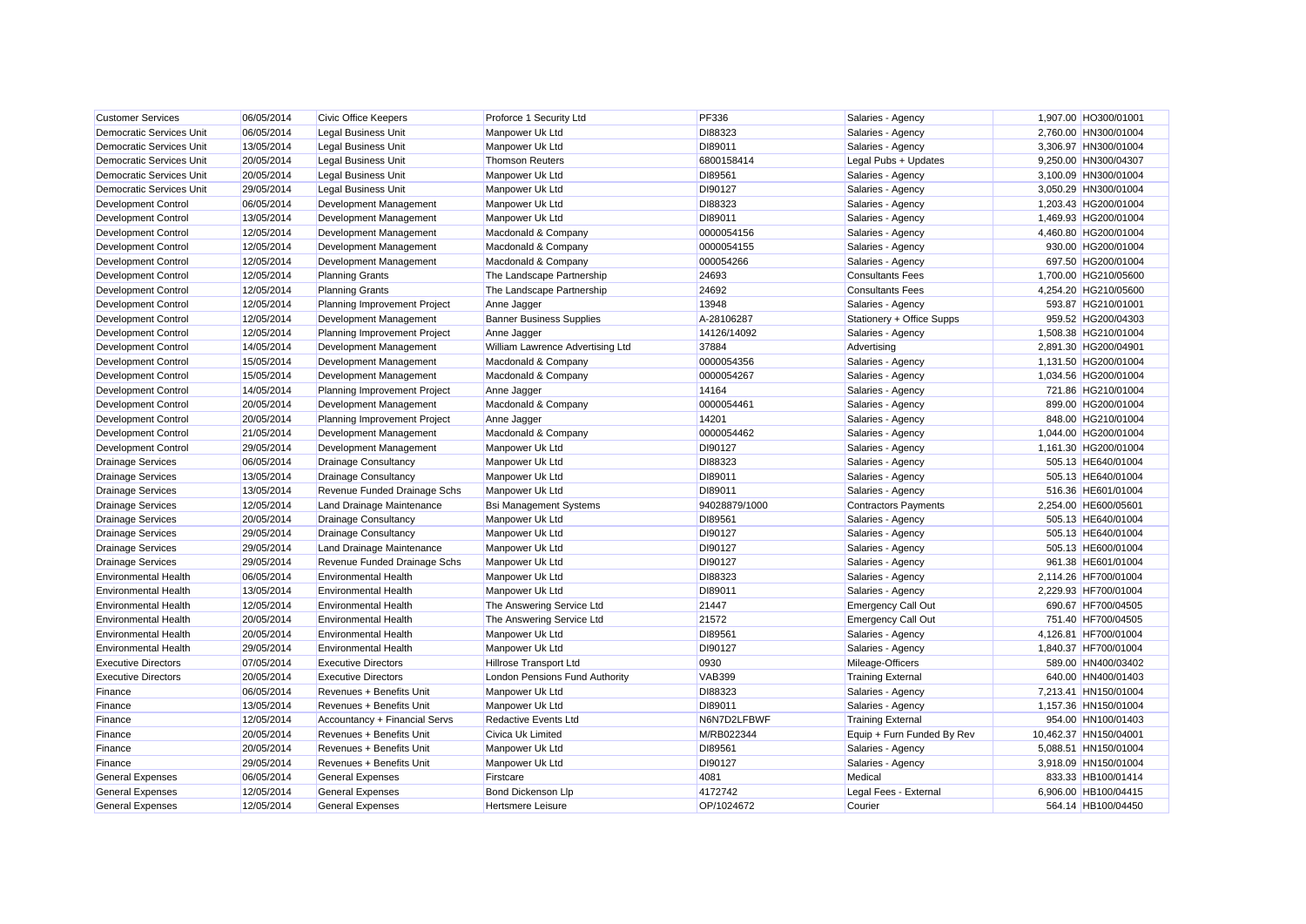| | | | | | | | |
|---|---|---|---|---|---|---|---|
| Customer Services | 06/05/2014 | Civic Office Keepers | Proforce 1 Security Ltd | PF336 | Salaries - Agency | 1,907.00 | HO300/01001 |
| Democratic Services Unit | 06/05/2014 | Legal Business Unit | Manpower Uk Ltd | DI88323 | Salaries - Agency | 2,760.00 | HN300/01004 |
| Democratic Services Unit | 13/05/2014 | Legal Business Unit | Manpower Uk Ltd | DI89011 | Salaries - Agency | 3,306.97 | HN300/01004 |
| Democratic Services Unit | 20/05/2014 | Legal Business Unit | Thomson Reuters | 6800158414 | Legal Pubs + Updates | 9,250.00 | HN300/04307 |
| Democratic Services Unit | 20/05/2014 | Legal Business Unit | Manpower Uk Ltd | DI89561 | Salaries - Agency | 3,100.09 | HN300/01004 |
| Democratic Services Unit | 29/05/2014 | Legal Business Unit | Manpower Uk Ltd | DI90127 | Salaries - Agency | 3,050.29 | HN300/01004 |
| Development Control | 06/05/2014 | Development Management | Manpower Uk Ltd | DI88323 | Salaries - Agency | 1,203.43 | HG200/01004 |
| Development Control | 13/05/2014 | Development Management | Manpower Uk Ltd | DI89011 | Salaries - Agency | 1,469.93 | HG200/01004 |
| Development Control | 12/05/2014 | Development Management | Macdonald & Company | 0000054156 | Salaries - Agency | 4,460.80 | HG200/01004 |
| Development Control | 12/05/2014 | Development Management | Macdonald & Company | 0000054155 | Salaries - Agency | 930.00 | HG200/01004 |
| Development Control | 12/05/2014 | Development Management | Macdonald & Company | 000054266 | Salaries - Agency | 697.50 | HG200/01004 |
| Development Control | 12/05/2014 | Planning Grants | The Landscape Partnership | 24693 | Consultants Fees | 1,700.00 | HG210/05600 |
| Development Control | 12/05/2014 | Planning Grants | The Landscape Partnership | 24692 | Consultants Fees | 4,254.20 | HG210/05600 |
| Development Control | 12/05/2014 | Planning Improvement Project | Anne Jagger | 13948 | Salaries - Agency | 593.87 | HG210/01001 |
| Development Control | 12/05/2014 | Development Management | Banner Business Supplies | A-28106287 | Stationery + Office Supps | 959.52 | HG200/04303 |
| Development Control | 12/05/2014 | Planning Improvement Project | Anne Jagger | 14126/14092 | Salaries - Agency | 1,508.38 | HG210/01004 |
| Development Control | 14/05/2014 | Development Management | William Lawrence Advertising Ltd | 37884 | Advertising | 2,891.30 | HG200/04901 |
| Development Control | 15/05/2014 | Development Management | Macdonald & Company | 0000054356 | Salaries - Agency | 1,131.50 | HG200/01004 |
| Development Control | 15/05/2014 | Development Management | Macdonald & Company | 0000054267 | Salaries - Agency | 1,034.56 | HG200/01004 |
| Development Control | 14/05/2014 | Planning Improvement Project | Anne Jagger | 14164 | Salaries - Agency | 721.86 | HG210/01004 |
| Development Control | 20/05/2014 | Development Management | Macdonald & Company | 0000054461 | Salaries - Agency | 899.00 | HG200/01004 |
| Development Control | 20/05/2014 | Planning Improvement Project | Anne Jagger | 14201 | Salaries - Agency | 848.00 | HG210/01004 |
| Development Control | 21/05/2014 | Development Management | Macdonald & Company | 0000054462 | Salaries - Agency | 1,044.00 | HG200/01004 |
| Development Control | 29/05/2014 | Development Management | Manpower Uk Ltd | DI90127 | Salaries - Agency | 1,161.30 | HG200/01004 |
| Drainage Services | 06/05/2014 | Drainage Consultancy | Manpower Uk Ltd | DI88323 | Salaries - Agency | 505.13 | HE640/01004 |
| Drainage Services | 13/05/2014 | Drainage Consultancy | Manpower Uk Ltd | DI89011 | Salaries - Agency | 505.13 | HE640/01004 |
| Drainage Services | 13/05/2014 | Revenue Funded Drainage Schs | Manpower Uk Ltd | DI89011 | Salaries - Agency | 516.36 | HE601/01004 |
| Drainage Services | 12/05/2014 | Land Drainage Maintenance | Bsi Management Systems | 94028879/1000 | Contractors Payments | 2,254.00 | HE600/05601 |
| Drainage Services | 20/05/2014 | Drainage Consultancy | Manpower Uk Ltd | DI89561 | Salaries - Agency | 505.13 | HE640/01004 |
| Drainage Services | 29/05/2014 | Drainage Consultancy | Manpower Uk Ltd | DI90127 | Salaries - Agency | 505.13 | HE640/01004 |
| Drainage Services | 29/05/2014 | Land Drainage Maintenance | Manpower Uk Ltd | DI90127 | Salaries - Agency | 505.13 | HE600/01004 |
| Drainage Services | 29/05/2014 | Revenue Funded Drainage Schs | Manpower Uk Ltd | DI90127 | Salaries - Agency | 961.38 | HE601/01004 |
| Environmental Health | 06/05/2014 | Environmental Health | Manpower Uk Ltd | DI88323 | Salaries - Agency | 2,114.26 | HF700/01004 |
| Environmental Health | 13/05/2014 | Environmental Health | Manpower Uk Ltd | DI89011 | Salaries - Agency | 2,229.93 | HF700/01004 |
| Environmental Health | 12/05/2014 | Environmental Health | The Answering Service Ltd | 21447 | Emergency Call Out | 690.67 | HF700/04505 |
| Environmental Health | 20/05/2014 | Environmental Health | The Answering Service Ltd | 21572 | Emergency Call Out | 751.40 | HF700/04505 |
| Environmental Health | 20/05/2014 | Environmental Health | Manpower Uk Ltd | DI89561 | Salaries - Agency | 4,126.81 | HF700/01004 |
| Environmental Health | 29/05/2014 | Environmental Health | Manpower Uk Ltd | DI90127 | Salaries - Agency | 1,840.37 | HF700/01004 |
| Executive Directors | 07/05/2014 | Executive Directors | Hillrose Transport Ltd | 0930 | Mileage-Officers | 589.00 | HN400/03402 |
| Executive Directors | 20/05/2014 | Executive Directors | London Pensions Fund Authority | VAB399 | Training External | 640.00 | HN400/01403 |
| Finance | 06/05/2014 | Revenues + Benefits Unit | Manpower Uk Ltd | DI88323 | Salaries - Agency | 7,213.41 | HN150/01004 |
| Finance | 13/05/2014 | Revenues + Benefits Unit | Manpower Uk Ltd | DI89011 | Salaries - Agency | 1,157.36 | HN150/01004 |
| Finance | 12/05/2014 | Accountancy + Financial Servs | Redactive Events Ltd | N6N7D2LFBWF | Training External | 954.00 | HN100/01403 |
| Finance | 20/05/2014 | Revenues + Benefits Unit | Civica Uk Limited | M/RB022344 | Equip + Furn Funded By Rev | 10,462.37 | HN150/04001 |
| Finance | 20/05/2014 | Revenues + Benefits Unit | Manpower Uk Ltd | DI89561 | Salaries - Agency | 5,088.51 | HN150/01004 |
| Finance | 29/05/2014 | Revenues + Benefits Unit | Manpower Uk Ltd | DI90127 | Salaries - Agency | 3,918.09 | HN150/01004 |
| General Expenses | 06/05/2014 | General Expenses | Firstcare | 4081 | Medical | 833.33 | HB100/01414 |
| General Expenses | 12/05/2014 | General Expenses | Bond Dickenson Llp | 4172742 | Legal Fees - External | 6,906.00 | HB100/04415 |
| General Expenses | 12/05/2014 | General Expenses | Hertsmere Leisure | OP/1024672 | Courier | 564.14 | HB100/04450 |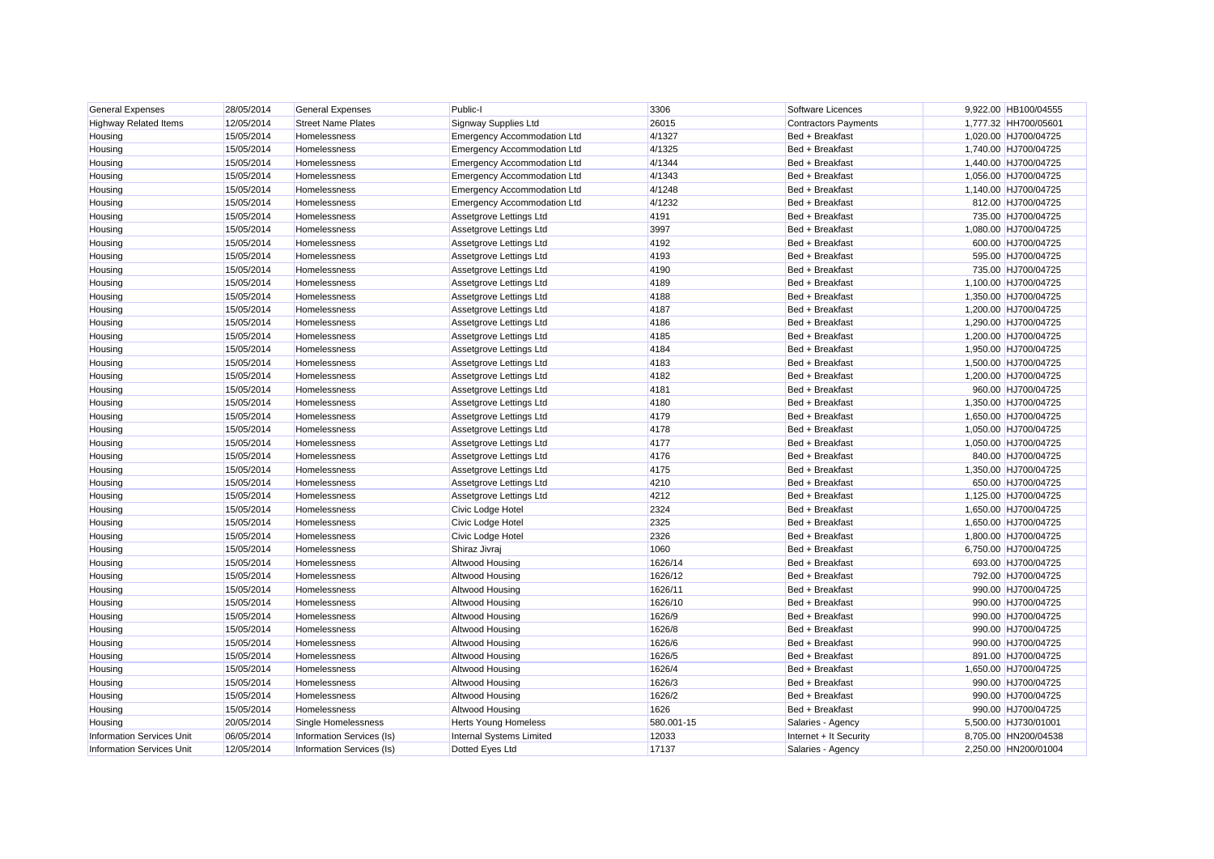| General Expenses | 28/05/2014 | General Expenses | Public-I | 3306 | Software Licences | 9,922.00 | HB100/04555 |
|---|---|---|---|---|---|---|---|
| Highway Related Items | 12/05/2014 | Street Name Plates | Signway Supplies Ltd | 26015 | Contractors Payments | 1,777.32 | HH700/05601 |
| Housing | 15/05/2014 | Homelessness | Emergency Accommodation Ltd | 4/1327 | Bed + Breakfast | 1,020.00 | HJ700/04725 |
| Housing | 15/05/2014 | Homelessness | Emergency Accommodation Ltd | 4/1325 | Bed + Breakfast | 1,740.00 | HJ700/04725 |
| Housing | 15/05/2014 | Homelessness | Emergency Accommodation Ltd | 4/1344 | Bed + Breakfast | 1,440.00 | HJ700/04725 |
| Housing | 15/05/2014 | Homelessness | Emergency Accommodation Ltd | 4/1343 | Bed + Breakfast | 1,056.00 | HJ700/04725 |
| Housing | 15/05/2014 | Homelessness | Emergency Accommodation Ltd | 4/1248 | Bed + Breakfast | 1,140.00 | HJ700/04725 |
| Housing | 15/05/2014 | Homelessness | Emergency Accommodation Ltd | 4/1232 | Bed + Breakfast | 812.00 | HJ700/04725 |
| Housing | 15/05/2014 | Homelessness | Assetgrove Lettings Ltd | 4191 | Bed + Breakfast | 735.00 | HJ700/04725 |
| Housing | 15/05/2014 | Homelessness | Assetgrove Lettings Ltd | 3997 | Bed + Breakfast | 1,080.00 | HJ700/04725 |
| Housing | 15/05/2014 | Homelessness | Assetgrove Lettings Ltd | 4192 | Bed + Breakfast | 600.00 | HJ700/04725 |
| Housing | 15/05/2014 | Homelessness | Assetgrove Lettings Ltd | 4193 | Bed + Breakfast | 595.00 | HJ700/04725 |
| Housing | 15/05/2014 | Homelessness | Assetgrove Lettings Ltd | 4190 | Bed + Breakfast | 735.00 | HJ700/04725 |
| Housing | 15/05/2014 | Homelessness | Assetgrove Lettings Ltd | 4189 | Bed + Breakfast | 1,100.00 | HJ700/04725 |
| Housing | 15/05/2014 | Homelessness | Assetgrove Lettings Ltd | 4188 | Bed + Breakfast | 1,350.00 | HJ700/04725 |
| Housing | 15/05/2014 | Homelessness | Assetgrove Lettings Ltd | 4187 | Bed + Breakfast | 1,200.00 | HJ700/04725 |
| Housing | 15/05/2014 | Homelessness | Assetgrove Lettings Ltd | 4186 | Bed + Breakfast | 1,290.00 | HJ700/04725 |
| Housing | 15/05/2014 | Homelessness | Assetgrove Lettings Ltd | 4185 | Bed + Breakfast | 1,200.00 | HJ700/04725 |
| Housing | 15/05/2014 | Homelessness | Assetgrove Lettings Ltd | 4184 | Bed + Breakfast | 1,950.00 | HJ700/04725 |
| Housing | 15/05/2014 | Homelessness | Assetgrove Lettings Ltd | 4183 | Bed + Breakfast | 1,500.00 | HJ700/04725 |
| Housing | 15/05/2014 | Homelessness | Assetgrove Lettings Ltd | 4182 | Bed + Breakfast | 1,200.00 | HJ700/04725 |
| Housing | 15/05/2014 | Homelessness | Assetgrove Lettings Ltd | 4181 | Bed + Breakfast | 960.00 | HJ700/04725 |
| Housing | 15/05/2014 | Homelessness | Assetgrove Lettings Ltd | 4180 | Bed + Breakfast | 1,350.00 | HJ700/04725 |
| Housing | 15/05/2014 | Homelessness | Assetgrove Lettings Ltd | 4179 | Bed + Breakfast | 1,650.00 | HJ700/04725 |
| Housing | 15/05/2014 | Homelessness | Assetgrove Lettings Ltd | 4178 | Bed + Breakfast | 1,050.00 | HJ700/04725 |
| Housing | 15/05/2014 | Homelessness | Assetgrove Lettings Ltd | 4177 | Bed + Breakfast | 1,050.00 | HJ700/04725 |
| Housing | 15/05/2014 | Homelessness | Assetgrove Lettings Ltd | 4176 | Bed + Breakfast | 840.00 | HJ700/04725 |
| Housing | 15/05/2014 | Homelessness | Assetgrove Lettings Ltd | 4175 | Bed + Breakfast | 1,350.00 | HJ700/04725 |
| Housing | 15/05/2014 | Homelessness | Assetgrove Lettings Ltd | 4210 | Bed + Breakfast | 650.00 | HJ700/04725 |
| Housing | 15/05/2014 | Homelessness | Assetgrove Lettings Ltd | 4212 | Bed + Breakfast | 1,125.00 | HJ700/04725 |
| Housing | 15/05/2014 | Homelessness | Civic Lodge Hotel | 2324 | Bed + Breakfast | 1,650.00 | HJ700/04725 |
| Housing | 15/05/2014 | Homelessness | Civic Lodge Hotel | 2325 | Bed + Breakfast | 1,650.00 | HJ700/04725 |
| Housing | 15/05/2014 | Homelessness | Civic Lodge Hotel | 2326 | Bed + Breakfast | 1,800.00 | HJ700/04725 |
| Housing | 15/05/2014 | Homelessness | Shiraz Jivraj | 1060 | Bed + Breakfast | 6,750.00 | HJ700/04725 |
| Housing | 15/05/2014 | Homelessness | Altwood Housing | 1626/14 | Bed + Breakfast | 693.00 | HJ700/04725 |
| Housing | 15/05/2014 | Homelessness | Altwood Housing | 1626/12 | Bed + Breakfast | 792.00 | HJ700/04725 |
| Housing | 15/05/2014 | Homelessness | Altwood Housing | 1626/11 | Bed + Breakfast | 990.00 | HJ700/04725 |
| Housing | 15/05/2014 | Homelessness | Altwood Housing | 1626/10 | Bed + Breakfast | 990.00 | HJ700/04725 |
| Housing | 15/05/2014 | Homelessness | Altwood Housing | 1626/9 | Bed + Breakfast | 990.00 | HJ700/04725 |
| Housing | 15/05/2014 | Homelessness | Altwood Housing | 1626/8 | Bed + Breakfast | 990.00 | HJ700/04725 |
| Housing | 15/05/2014 | Homelessness | Altwood Housing | 1626/6 | Bed + Breakfast | 990.00 | HJ700/04725 |
| Housing | 15/05/2014 | Homelessness | Altwood Housing | 1626/5 | Bed + Breakfast | 891.00 | HJ700/04725 |
| Housing | 15/05/2014 | Homelessness | Altwood Housing | 1626/4 | Bed + Breakfast | 1,650.00 | HJ700/04725 |
| Housing | 15/05/2014 | Homelessness | Altwood Housing | 1626/3 | Bed + Breakfast | 990.00 | HJ700/04725 |
| Housing | 15/05/2014 | Homelessness | Altwood Housing | 1626/2 | Bed + Breakfast | 990.00 | HJ700/04725 |
| Housing | 15/05/2014 | Homelessness | Altwood Housing | 1626 | Bed + Breakfast | 990.00 | HJ700/04725 |
| Housing | 20/05/2014 | Single Homelessness | Herts Young Homeless | 580.001-15 | Salaries - Agency | 5,500.00 | HJ730/01001 |
| Information Services Unit | 06/05/2014 | Information Services (Is) | Internal Systems Limited | 12033 | Internet + It Security | 8,705.00 | HN200/04538 |
| Information Services Unit | 12/05/2014 | Information Services (Is) | Dotted Eyes Ltd | 17137 | Salaries - Agency | 2,250.00 | HN200/01004 |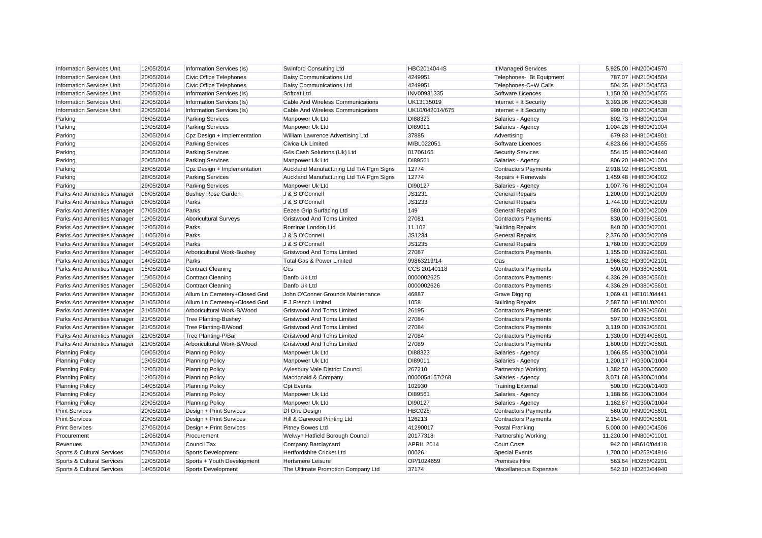| Information Services Unit | 12/05/2014 | Information Services (Is) | Swinford Consulting Ltd | HBC201404-IS | It Managed Services | 5,925.00 | HN200/04570 |
|---|---|---|---|---|---|---|---|
| Information Services Unit | 20/05/2014 | Civic Office Telephones | Daisy Communications Ltd | 4249951 | Telephones- Bt Equipment | 787.07 | HN210/04504 |
| Information Services Unit | 20/05/2014 | Civic Office Telephones | Daisy Communications Ltd | 4249951 | Telephones-C+W Calls | 504.35 | HN210/04553 |
| Information Services Unit | 20/05/2014 | Information Services (Is) | Softcat Ltd | INV00931335 | Software Licences | 1,150.00 | HN200/04555 |
| Information Services Unit | 20/05/2014 | Information Services (Is) | Cable And Wireless Communications | UK13135019 | Internet + It Security | 3,393.06 | HN200/04538 |
| Information Services Unit | 20/05/2014 | Information Services (Is) | Cable And Wireless Communications | UK10/042014/675 | Internet + It Security | 999.00 | HN200/04538 |
| Parking | 06/05/2014 | Parking Services | Manpower Uk Ltd | DI88323 | Salaries - Agency | 802.73 | HH800/01004 |
| Parking | 13/05/2014 | Parking Services | Manpower Uk Ltd | DI89011 | Salaries - Agency | 1,004.28 | HH800/01004 |
| Parking | 20/05/2014 | Cpz Design + Implementation | William Lawrence Advertising Ltd | 37885 | Advertising | 679.83 | HH810/04901 |
| Parking | 20/05/2014 | Parking Services | Civica Uk Limited | M/BL022051 | Software Licences | 4,823.66 | HH800/04555 |
| Parking | 20/05/2014 | Parking Services | G4s Cash Solutions (Uk) Ltd | 01706165 | Security Services | 554.15 | HH800/04440 |
| Parking | 20/05/2014 | Parking Services | Manpower Uk Ltd | DI89561 | Salaries - Agency | 806.20 | HH800/01004 |
| Parking | 28/05/2014 | Cpz Design + Implementation | Auckland Manufacturing Ltd T/A Pgm Signs | 12774 | Contractors Payments | 2,918.92 | HH810/05601 |
| Parking | 28/05/2014 | Parking Services | Auckland Manufacturing Ltd T/A Pgm Signs | 12774 | Repairs + Renewals | 1,459.48 | HH800/04002 |
| Parking | 29/05/2014 | Parking Services | Manpower Uk Ltd | DI90127 | Salaries - Agency | 1,007.76 | HH800/01004 |
| Parks And Amenities Manager | 06/05/2014 | Bushey Rose Garden | J & S O'Connell | JS1231 | General Repairs | 1,200.00 | HD301/02009 |
| Parks And Amenities Manager | 06/05/2014 | Parks | J & S O'Connell | JS1233 | General Repairs | 1,744.00 | HD300/02009 |
| Parks And Amenities Manager | 07/05/2014 | Parks | Eezee Grip Surfacing Ltd | 149 | General Repairs | 580.00 | HD300/02009 |
| Parks And Amenities Manager | 12/05/2014 | Aboricultural Surveys | Gristwood And Toms Limited | 27081 | Contractors Payments | 830.00 | HD396/05601 |
| Parks And Amenities Manager | 12/05/2014 | Parks | Rominar London Ltd | 11.102 | Building Repairs | 840.00 | HD300/02001 |
| Parks And Amenities Manager | 14/05/2014 | Parks | J & S O'Connell | JS1234 | General Repairs | 2,376.00 | HD300/02009 |
| Parks And Amenities Manager | 14/05/2014 | Parks | J & S O'Connell | JS1235 | General Repairs | 1,760.00 | HD300/02009 |
| Parks And Amenities Manager | 14/05/2014 | Arboricultural Work-Bushey | Gristwood And Toms Limited | 27087 | Contractors Payments | 1,155.00 | HD392/05601 |
| Parks And Amenities Manager | 14/05/2014 | Parks | Total Gas & Power Limited | 99863219/14 | Gas | 1,966.82 | HD300/02101 |
| Parks And Amenities Manager | 15/05/2014 | Contract Cleaning | Ccs | CCS 20140118 | Contractors Payments | 590.00 | HD380/05601 |
| Parks And Amenities Manager | 15/05/2014 | Contract Cleaning | Danfo Uk Ltd | 0000002625 | Contractors Payments | 4,336.29 | HD380/05601 |
| Parks And Amenities Manager | 15/05/2014 | Contract Cleaning | Danfo Uk Ltd | 0000002626 | Contractors Payments | 4,336.29 | HD380/05601 |
| Parks And Amenities Manager | 20/05/2014 | Allum Ln Cemetery+Closed Gnd | John O'Conner Grounds Maintenance | 46887 | Grave Digging | 1,069.41 | HE101/04441 |
| Parks And Amenities Manager | 21/05/2014 | Allum Ln Cemetery+Closed Gnd | F J French Limited | 1058 | Building Repairs | 2,587.50 | HE101/02001 |
| Parks And Amenities Manager | 21/05/2014 | Arboricultural Work-B/Wood | Gristwood And Toms Limited | 26195 | Contractors Payments | 585.00 | HD390/05601 |
| Parks And Amenities Manager | 21/05/2014 | Tree Planting-Bushey | Gristwood And Toms Limited | 27084 | Contractors Payments | 597.00 | HD395/05601 |
| Parks And Amenities Manager | 21/05/2014 | Tree Planting-B/Wood | Gristwood And Toms Limited | 27084 | Contractors Payments | 3,119.00 | HD393/05601 |
| Parks And Amenities Manager | 21/05/2014 | Tree Planting-P/Bar | Gristwood And Toms Limited | 27084 | Contractors Payments | 1,330.00 | HD394/05601 |
| Parks And Amenities Manager | 21/05/2014 | Arboricultural Work-B/Wood | Gristwood And Toms Limited | 27089 | Contractors Payments | 1,800.00 | HD390/05601 |
| Planning Policy | 06/05/2014 | Planning Policy | Manpower Uk Ltd | DI88323 | Salaries - Agency | 1,066.85 | HG300/01004 |
| Planning Policy | 13/05/2014 | Planning Policy | Manpower Uk Ltd | DI89011 | Salaries - Agency | 1,200.17 | HG300/01004 |
| Planning Policy | 12/05/2014 | Planning Policy | Aylesbury Vale District Council | 267210 | Partnership Working | 1,382.50 | HG300/05600 |
| Planning Policy | 12/05/2014 | Planning Policy | Macdonald & Company | 0000054157/268 | Salaries - Agency | 3,071.68 | HG300/01004 |
| Planning Policy | 14/05/2014 | Planning Policy | Cpt Events | 102930 | Training External | 500.00 | HG300/01403 |
| Planning Policy | 20/05/2014 | Planning Policy | Manpower Uk Ltd | DI89561 | Salaries - Agency | 1,188.66 | HG300/01004 |
| Planning Policy | 29/05/2014 | Planning Policy | Manpower Uk Ltd | DI90127 | Salaries - Agency | 1,162.87 | HG300/01004 |
| Print Services | 20/05/2014 | Design + Print Services | Df One Design | HBC028 | Contractors Payments | 560.00 | HN900/05601 |
| Print Services | 20/05/2014 | Design + Print Services | Hill & Garwood Printing Ltd | 126213 | Contractors Payments | 2,154.00 | HN900/05601 |
| Print Services | 27/05/2014 | Design + Print Services | Pitney Bowes Ltd | 41290017 | Postal Franking | 5,000.00 | HN900/04506 |
| Procurement | 12/05/2014 | Procurement | Welwyn Hatfield Borough Council | 20177318 | Partnership Working | 11,220.00 | HN800/01001 |
| Revenues | 27/05/2014 | Council Tax | Company Barclaycard | APRIL 2014 | Court Costs | 942.00 | HB610/04418 |
| Sports & Cultural Services | 07/05/2014 | Sports Development | Hertfordshire Cricket Ltd | 00026 | Special Events | 1,700.00 | HD253/04916 |
| Sports & Cultural Services | 12/05/2014 | Sports + Youth Development | Hertsmere Leisure | OP/1024659 | Premises Hire | 563.64 | HD256/02201 |
| Sports & Cultural Services | 14/05/2014 | Sports Development | The Ultimate Promotion Company Ltd | 37174 | Miscellaneous Expenses | 542.10 | HD253/04940 |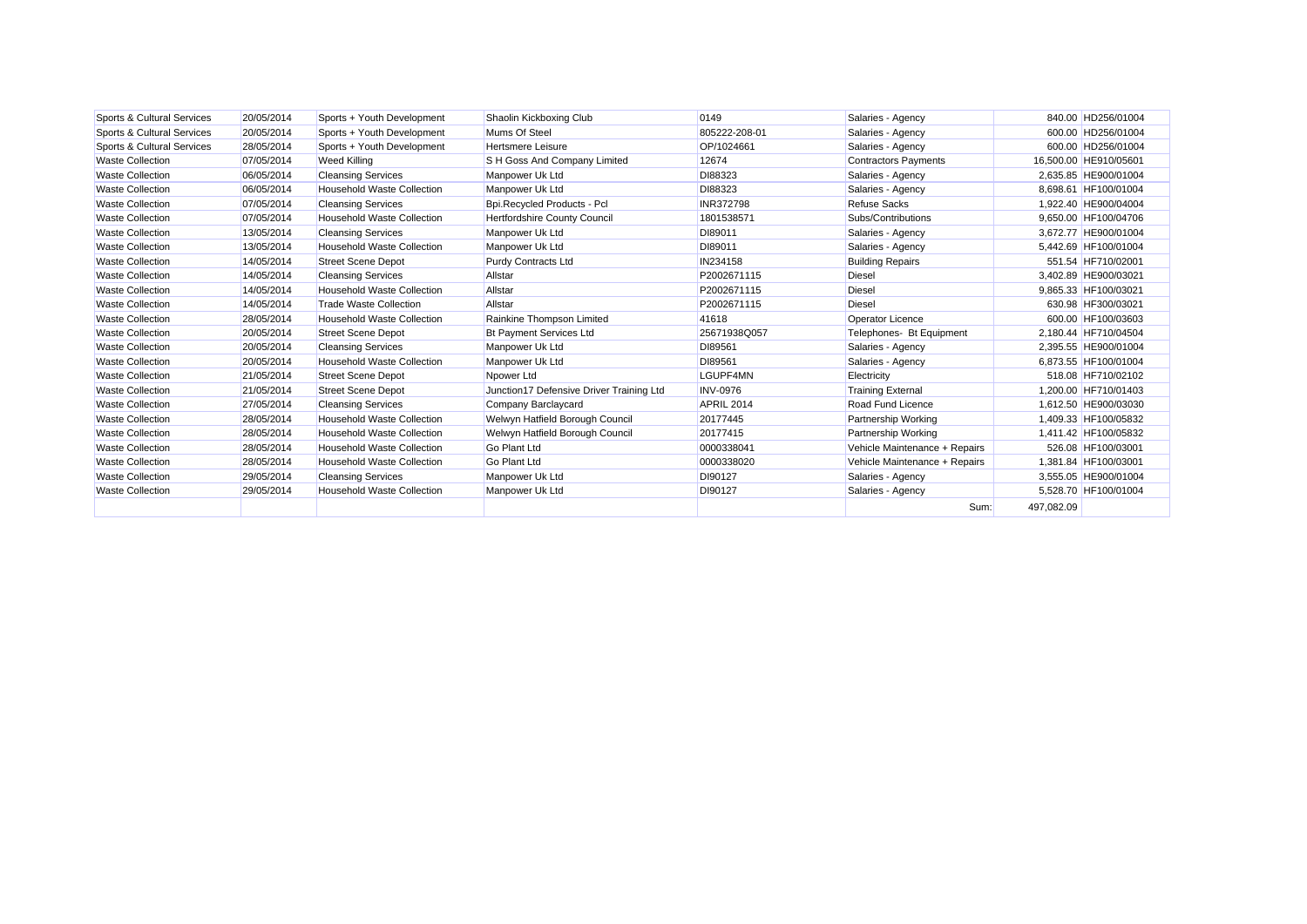| | | | | | | | |
|---|---|---|---|---|---|---|---|
| Sports & Cultural Services | 20/05/2014 | Sports + Youth Development | Shaolin Kickboxing Club | 0149 | Salaries - Agency | 840.00 | HD256/01004 |
| Sports & Cultural Services | 20/05/2014 | Sports + Youth Development | Mums Of Steel | 805222-208-01 | Salaries - Agency | 600.00 | HD256/01004 |
| Sports & Cultural Services | 28/05/2014 | Sports + Youth Development | Hertsmere Leisure | OP/1024661 | Salaries - Agency | 600.00 | HD256/01004 |
| Waste Collection | 07/05/2014 | Weed Killing | S H Goss And Company Limited | 12674 | Contractors Payments | 16,500.00 | HE910/05601 |
| Waste Collection | 06/05/2014 | Cleansing Services | Manpower Uk Ltd | DI88323 | Salaries - Agency | 2,635.85 | HE900/01004 |
| Waste Collection | 06/05/2014 | Household Waste Collection | Manpower Uk Ltd | DI88323 | Salaries - Agency | 8,698.61 | HF100/01004 |
| Waste Collection | 07/05/2014 | Cleansing Services | Bpi.Recycled Products - Pcl | INR372798 | Refuse Sacks | 1,922.40 | HE900/04004 |
| Waste Collection | 07/05/2014 | Household Waste Collection | Hertfordshire County Council | 1801538571 | Subs/Contributions | 9,650.00 | HF100/04706 |
| Waste Collection | 13/05/2014 | Cleansing Services | Manpower Uk Ltd | DI89011 | Salaries - Agency | 3,672.77 | HE900/01004 |
| Waste Collection | 13/05/2014 | Household Waste Collection | Manpower Uk Ltd | DI89011 | Salaries - Agency | 5,442.69 | HF100/01004 |
| Waste Collection | 14/05/2014 | Street Scene Depot | Purdy Contracts Ltd | IN234158 | Building Repairs | 551.54 | HF710/02001 |
| Waste Collection | 14/05/2014 | Cleansing Services | Allstar | P2002671115 | Diesel | 3,402.89 | HE900/03021 |
| Waste Collection | 14/05/2014 | Household Waste Collection | Allstar | P2002671115 | Diesel | 9,865.33 | HF100/03021 |
| Waste Collection | 14/05/2014 | Trade Waste Collection | Allstar | P2002671115 | Diesel | 630.98 | HF300/03021 |
| Waste Collection | 28/05/2014 | Household Waste Collection | Rainkine Thompson Limited | 41618 | Operator Licence | 600.00 | HF100/03603 |
| Waste Collection | 20/05/2014 | Street Scene Depot | Bt Payment Services Ltd | 25671938Q057 | Telephones- Bt Equipment | 2,180.44 | HF710/04504 |
| Waste Collection | 20/05/2014 | Cleansing Services | Manpower Uk Ltd | DI89561 | Salaries - Agency | 2,395.55 | HE900/01004 |
| Waste Collection | 20/05/2014 | Household Waste Collection | Manpower Uk Ltd | DI89561 | Salaries - Agency | 6,873.55 | HF100/01004 |
| Waste Collection | 21/05/2014 | Street Scene Depot | Npower Ltd | LGUPF4MN | Electricity | 518.08 | HF710/02102 |
| Waste Collection | 21/05/2014 | Street Scene Depot | Junction17 Defensive Driver Training Ltd | INV-0976 | Training External | 1,200.00 | HF710/01403 |
| Waste Collection | 27/05/2014 | Cleansing Services | Company Barclaycard | APRIL 2014 | Road Fund Licence | 1,612.50 | HE900/03030 |
| Waste Collection | 28/05/2014 | Household Waste Collection | Welwyn Hatfield Borough Council | 20177445 | Partnership Working | 1,409.33 | HF100/05832 |
| Waste Collection | 28/05/2014 | Household Waste Collection | Welwyn Hatfield Borough Council | 20177415 | Partnership Working | 1,411.42 | HF100/05832 |
| Waste Collection | 28/05/2014 | Household Waste Collection | Go Plant Ltd | 0000338041 | Vehicle Maintenance + Repairs | 526.08 | HF100/03001 |
| Waste Collection | 28/05/2014 | Household Waste Collection | Go Plant Ltd | 0000338020 | Vehicle Maintenance + Repairs | 1,381.84 | HF100/03001 |
| Waste Collection | 29/05/2014 | Cleansing Services | Manpower Uk Ltd | DI90127 | Salaries - Agency | 3,555.05 | HE900/01004 |
| Waste Collection | 29/05/2014 | Household Waste Collection | Manpower Uk Ltd | DI90127 | Salaries - Agency | 5,528.70 | HF100/01004 |
| | | | | | Sum: | 497,082.09 | |